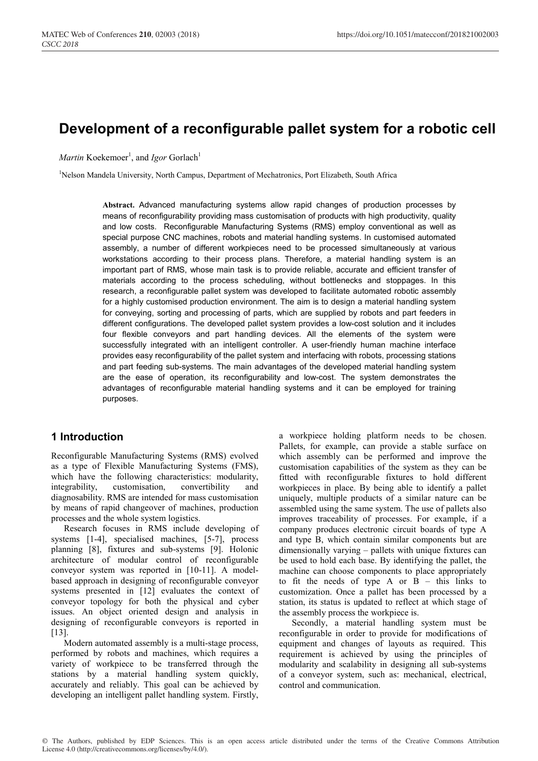# Development of a reconfigurable pallet system for a robotic cell

*Martin* Koekemoer[1], and *Igor* Gorlach[1]

[1]Nelson Mandela University, North Campus, Department of Mechatronics, Port Elizabeth, South Africa

**Abstract.** Advanced manufacturing systems allow rapid changes of production processes by means of reconfigurability providing mass customisation of products with high productivity, quality and low costs. Reconfigurable Manufacturing Systems (RMS) employ conventional as well as special purpose CNC machines, robots and material handling systems. In customised automated assembly, a number of different workpieces need to be processed simultaneously at various workstations according to their process plans. Therefore, a material handling system is an important part of RMS, whose main task is to provide reliable, accurate and efficient transfer of materials according to the process scheduling, without bottlenecks and stoppages. In this research, a reconfigurable pallet system was developed to facilitate automated robotic assembly for a highly customised production environment. The aim is to design a material handling system for conveying, sorting and processing of parts, which are supplied by robots and part feeders in different configurations. The developed pallet system provides a low-cost solution and it includes four flexible conveyors and part handling devices. All the elements of the system were successfully integrated with an intelligent controller. A user-friendly human machine interface provides easy reconfigurability of the pallet system and interfacing with robots, processing stations and part feeding sub-systems. The main advantages of the developed material handling system are the ease of operation, its reconfigurability and low-cost. The system demonstrates the advantages of reconfigurable material handling systems and it can be employed for training purposes.

## 1 Introduction

Reconfigurable Manufacturing Systems (RMS) evolved as a type of Flexible Manufacturing Systems (FMS), which have the following characteristics: modularity, integrability, customisation, convertibility and diagnosability. RMS are intended for mass customisation by means of rapid changeover of machines, production processes and the whole system logistics.

Research focuses in RMS include developing of systems [1-4], specialised machines, [5-7], process planning [8], fixtures and sub-systems [9]. Holonic architecture of modular control of reconfigurable conveyor system was reported in [10-11]. A model-based approach in designing of reconfigurable conveyor systems presented in [12] evaluates the context of conveyor topology for both the physical and cyber issues. An object oriented design and analysis in designing of reconfigurable conveyors is reported in [13].

Modern automated assembly is a multi-stage process, performed by robots and machines, which requires a variety of workpiece to be transferred through the stations by a material handling system quickly, accurately and reliably. This goal can be achieved by developing an intelligent pallet handling system. Firstly, a workpiece holding platform needs to be chosen. Pallets, for example, can provide a stable surface on which assembly can be performed and improve the customisation capabilities of the system as they can be fitted with reconfigurable fixtures to hold different workpieces in place. By being able to identify a pallet uniquely, multiple products of a similar nature can be assembled using the same system. The use of pallets also improves traceability of processes. For example, if a company produces electronic circuit boards of type A and type B, which contain similar components but are dimensionally varying – pallets with unique fixtures can be used to hold each base. By identifying the pallet, the machine can choose components to place appropriately to fit the needs of type A or B – this links to customization. Once a pallet has been processed by a station, its status is updated to reflect at which stage of the assembly process the workpiece is.

Secondly, a material handling system must be reconfigurable in order to provide for modifications of equipment and changes of layouts as required. This requirement is achieved by using the principles of modularity and scalability in designing all sub-systems of a conveyor system, such as: mechanical, electrical, control and communication.

© The Authors, published by EDP Sciences. This is an open access article distributed under the terms of the Creative Commons Attribution License 4.0 (http://creativecommons.org/licenses/by/4.0/).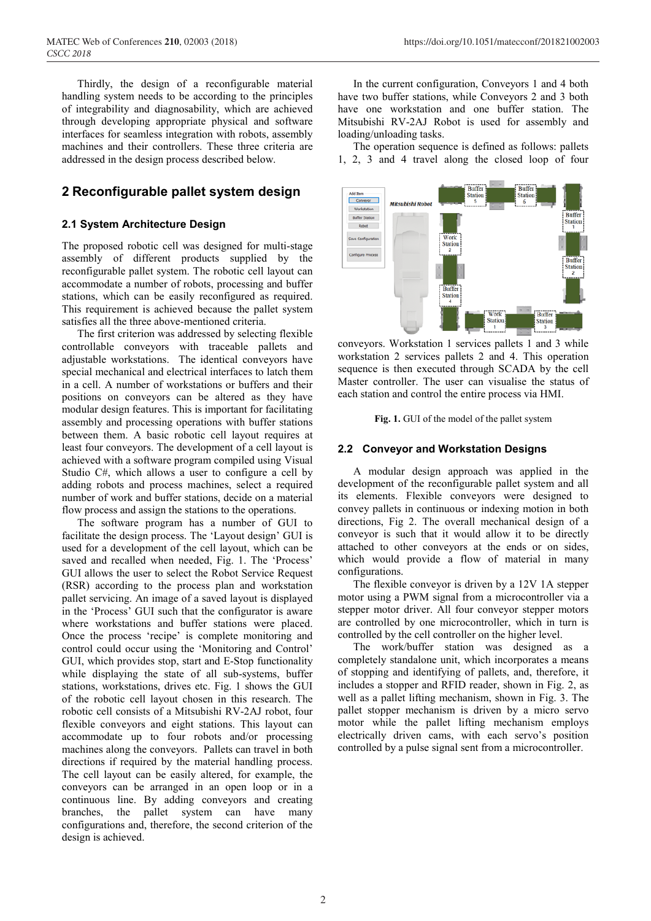Thirdly, the design of a reconfigurable material handling system needs to be according to the principles of integrability and diagnosability, which are achieved through developing appropriate physical and software interfaces for seamless integration with robots, assembly machines and their controllers. These three criteria are addressed in the design process described below.

## 2 Reconfigurable pallet system design

### 2.1 System Architecture Design

The proposed robotic cell was designed for multi-stage assembly of different products supplied by the reconfigurable pallet system. The robotic cell layout can accommodate a number of robots, processing and buffer stations, which can be easily reconfigured as required. This requirement is achieved because the pallet system satisfies all the three above-mentioned criteria.

The first criterion was addressed by selecting flexible controllable conveyors with traceable pallets and adjustable workstations. The identical conveyors have special mechanical and electrical interfaces to latch them in a cell. A number of workstations or buffers and their positions on conveyors can be altered as they have modular design features. This is important for facilitating assembly and processing operations with buffer stations between them. A basic robotic cell layout requires at least four conveyors. The development of a cell layout is achieved with a software program compiled using Visual Studio C#, which allows a user to configure a cell by adding robots and process machines, select a required number of work and buffer stations, decide on a material flow process and assign the stations to the operations.

The software program has a number of GUI to facilitate the design process. The 'Layout design' GUI is used for a development of the cell layout, which can be saved and recalled when needed, Fig. 1. The 'Process' GUI allows the user to select the Robot Service Request (RSR) according to the process plan and workstation pallet servicing. An image of a saved layout is displayed in the 'Process' GUI such that the configurator is aware where workstations and buffer stations were placed. Once the process 'recipe' is complete monitoring and control could occur using the 'Monitoring and Control' GUI, which provides stop, start and E-Stop functionality while displaying the state of all sub-systems, buffer stations, workstations, drives etc. Fig. 1 shows the GUI of the robotic cell layout chosen in this research. The robotic cell consists of a Mitsubishi RV-2AJ robot, four flexible conveyors and eight stations. This layout can accommodate up to four robots and/or processing machines along the conveyors. Pallets can travel in both directions if required by the material handling process. The cell layout can be easily altered, for example, the conveyors can be arranged in an open loop or in a continuous line. By adding conveyors and creating branches, the pallet system can have many configurations and, therefore, the second criterion of the design is achieved.

In the current configuration, Conveyors 1 and 4 both have two buffer stations, while Conveyors 2 and 3 both have one workstation and one buffer station. The Mitsubishi RV-2AJ Robot is used for assembly and loading/unloading tasks.

The operation sequence is defined as follows: pallets 1, 2, 3 and 4 travel along the closed loop of four conveyors. Workstation 1 services pallets 1 and 3 while workstation 2 services pallets 2 and 4. This operation sequence is then executed through SCADA by the cell Master controller. The user can visualise the status of each station and control the entire process via HMI.

**Fig. 1.** GUI of the model of the pallet system

### 2.2 Conveyor and Workstation Designs

A modular design approach was applied in the development of the reconfigurable pallet system and all its elements. Flexible conveyors were designed to convey pallets in continuous or indexing motion in both directions, Fig 2. The overall mechanical design of a conveyor is such that it would allow it to be directly attached to other conveyors at the ends or on sides, which would provide a flow of material in many configurations.

The flexible conveyor is driven by a 12V 1A stepper motor using a PWM signal from a microcontroller via a stepper motor driver. All four conveyor stepper motors are controlled by one microcontroller, which in turn is controlled by the cell controller on the higher level.

The work/buffer station was designed as a completely standalone unit, which incorporates a means of stopping and identifying of pallets, and, therefore, it includes a stopper and RFID reader, shown in Fig. 2, as well as a pallet lifting mechanism, shown in Fig. 3. The pallet stopper mechanism is driven by a micro servo motor while the pallet lifting mechanism employs electrically driven cams, with each servo's position controlled by a pulse signal sent from a microcontroller.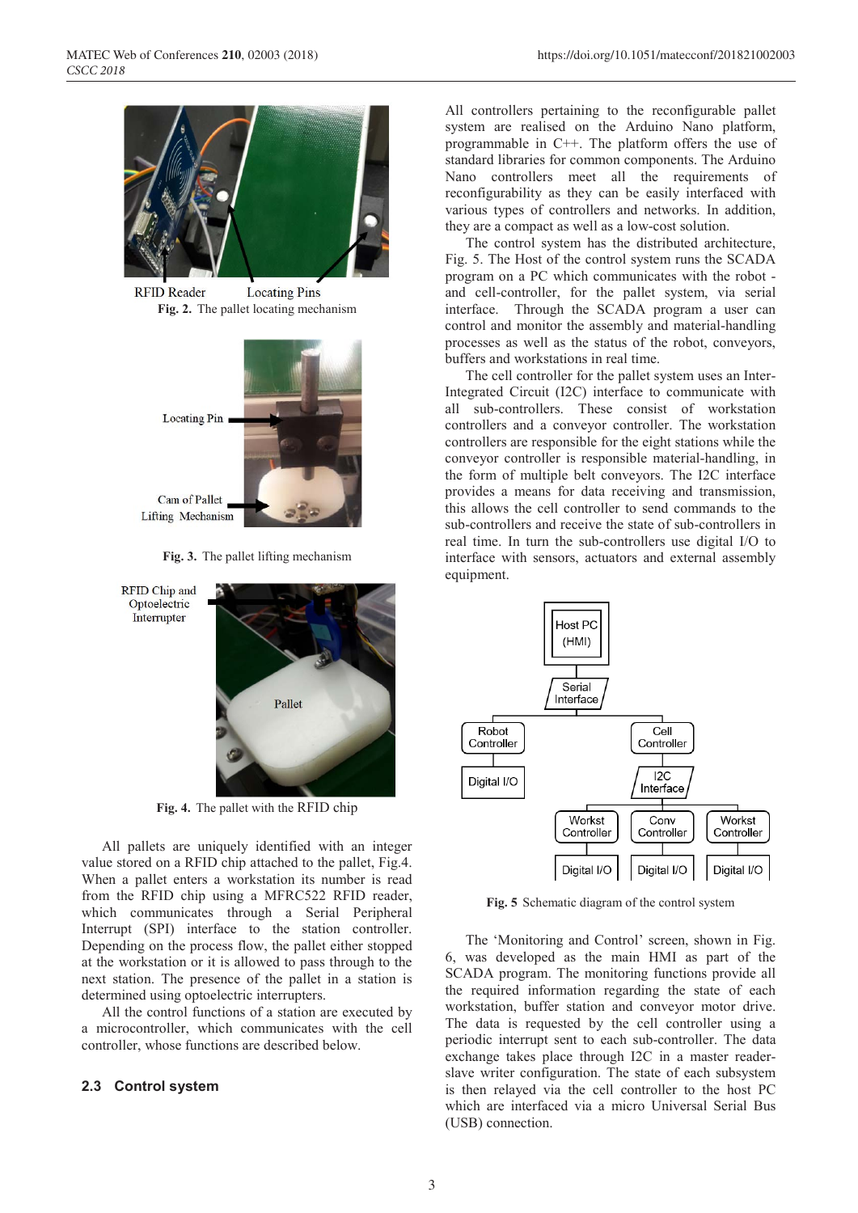RFID Reader Locating Pins

**Fig. 2.** The pallet locating mechanism

Locating Pin

Cam of Pallet Lifting Mechanism

**Fig. 3.** The pallet lifting mechanism

RFID Chip and Optoelectric Interrupter

Pallet

**Fig. 4.** The pallet with the RFID chip

All pallets are uniquely identified with an integer value stored on a RFID chip attached to the pallet, Fig.4. When a pallet enters a workstation its number is read from the RFID chip using a MFRC522 RFID reader, which communicates through a Serial Peripheral Interrupt (SPI) interface to the station controller. Depending on the process flow, the pallet either stopped at the workstation or it is allowed to pass through to the next station. The presence of the pallet in a station is determined using optoelectric interrupters.

All the control functions of a station are executed by a microcontroller, which communicates with the cell controller, whose functions are described below.

## 2.3 Control system

All controllers pertaining to the reconfigurable pallet system are realised on the Arduino Nano platform, programmable in C++. The platform offers the use of standard libraries for common components. The Arduino Nano controllers meet all the requirements of reconfigurability as they can be easily interfaced with various types of controllers and networks. In addition, they are a compact as well as a low-cost solution.

The control system has the distributed architecture, Fig. 5. The Host of the control system runs the SCADA program on a PC which communicates with the robot - and cell-controller, for the pallet system, via serial interface. Through the SCADA program a user can control and monitor the assembly and material-handling processes as well as the status of the robot, conveyors, buffers and workstations in real time.

The cell controller for the pallet system uses an Inter-Integrated Circuit (I2C) interface to communicate with all sub-controllers. These consist of workstation controllers and a conveyor controller. The workstation controllers are responsible for the eight stations while the conveyor controller is responsible material-handling, in the form of multiple belt conveyors. The I2C interface provides a means for data receiving and transmission, this allows the cell controller to send commands to the sub-controllers and receive the state of sub-controllers in real time. In turn the sub-controllers use digital I/O to interface with sensors, actuators and external assembly equipment.

Host PC (HMI)

Serial Interface

Robot Controller | Cell Controller

Digital I/O | I2C Interface

Workst Controller | Conv Controller | Workst Controller

Digital I/O | Digital I/O | Digital I/O

**Fig. 5** Schematic diagram of the control system

The 'Monitoring and Control' screen, shown in Fig. 6, was developed as the main HMI as part of the SCADA program. The monitoring functions provide all the required information regarding the state of each workstation, buffer station and conveyor motor drive. The data is requested by the cell controller using a periodic interrupt sent to each sub-controller. The data exchange takes place through I2C in a master reader-slave writer configuration. The state of each subsystem is then relayed via the cell controller to the host PC which are interfaced via a micro Universal Serial Bus (USB) connection.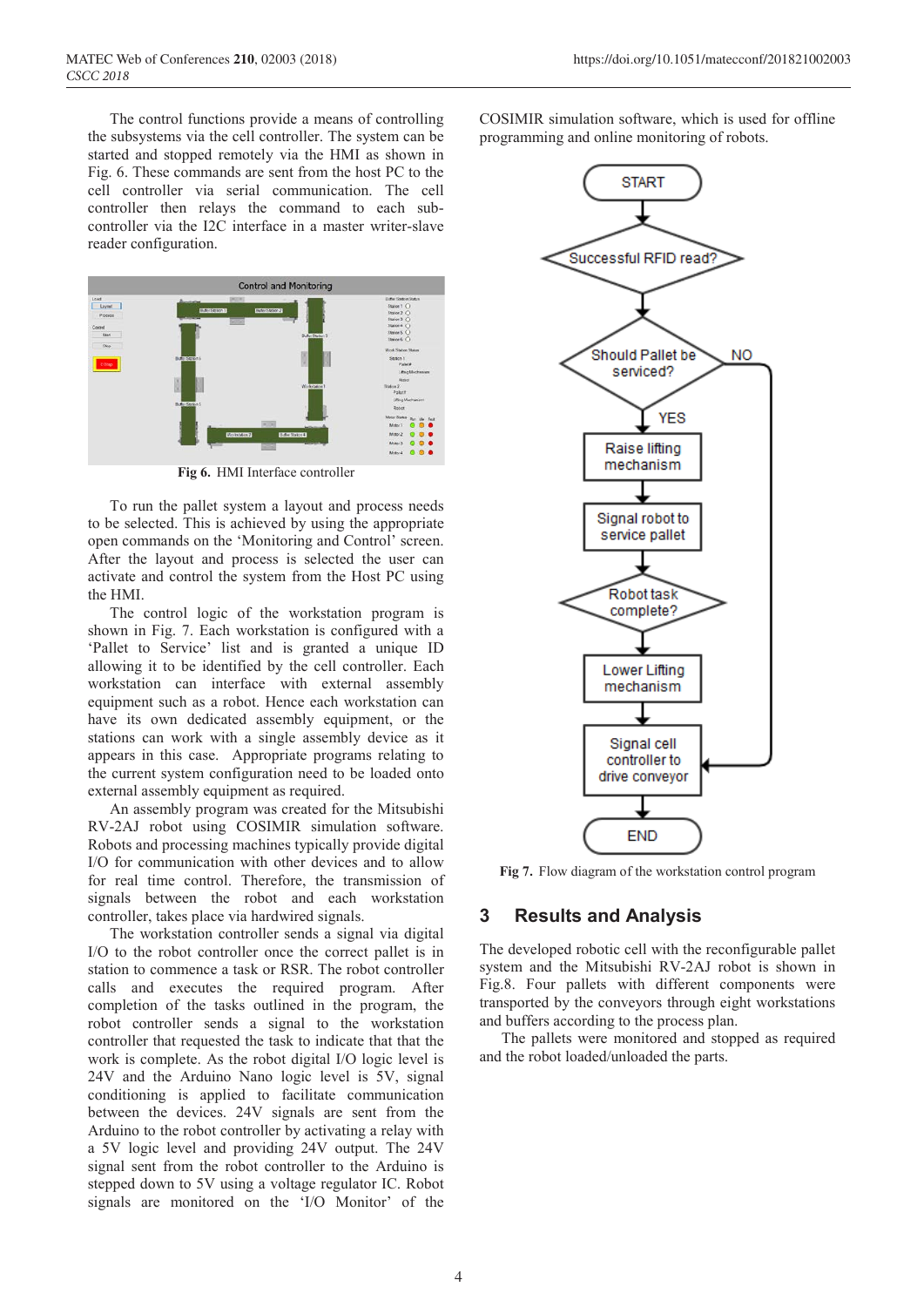The control functions provide a means of controlling the subsystems via the cell controller. The system can be started and stopped remotely via the HMI as shown in Fig. 6. These commands are sent from the host PC to the cell controller via serial communication. The cell controller then relays the command to each sub-controller via the I2C interface in a master writer-slave reader configuration.

**Fig 6.** HMI Interface controller

To run the pallet system a layout and process needs to be selected. This is achieved by using the appropriate open commands on the 'Monitoring and Control' screen. After the layout and process is selected the user can activate and control the system from the Host PC using the HMI.

The control logic of the workstation program is shown in Fig. 7. Each workstation is configured with a 'Pallet to Service' list and is granted a unique ID allowing it to be identified by the cell controller. Each workstation can interface with external assembly equipment such as a robot. Hence each workstation can have its own dedicated assembly equipment, or the stations can work with a single assembly device as it appears in this case. Appropriate programs relating to the current system configuration need to be loaded onto external assembly equipment as required.

An assembly program was created for the Mitsubishi RV-2AJ robot using COSIMIR simulation software. Robots and processing machines typically provide digital I/O for communication with other devices and to allow for real time control. Therefore, the transmission of signals between the robot and each workstation controller, takes place via hardwired signals.

The workstation controller sends a signal via digital I/O to the robot controller once the correct pallet is in station to commence a task or RSR. The robot controller calls and executes the required program. After completion of the tasks outlined in the program, the robot controller sends a signal to the workstation controller that requested the task to indicate that that the work is complete. As the robot digital I/O logic level is 24V and the Arduino Nano logic level is 5V, signal conditioning is applied to facilitate communication between the devices. 24V signals are sent from the Arduino to the robot controller by activating a relay with a 5V logic level and providing 24V output. The 24V signal sent from the robot controller to the Arduino is stepped down to 5V using a voltage regulator IC. Robot signals are monitored on the 'I/O Monitor' of the COSIMIR simulation software, which is used for offline programming and online monitoring of robots.

**Fig 7.** Flow diagram of the workstation control program

## 3 Results and Analysis

The developed robotic cell with the reconfigurable pallet system and the Mitsubishi RV-2AJ robot is shown in Fig.8. Four pallets with different components were transported by the conveyors through eight workstations and buffers according to the process plan.

The pallets were monitored and stopped as required and the robot loaded/unloaded the parts.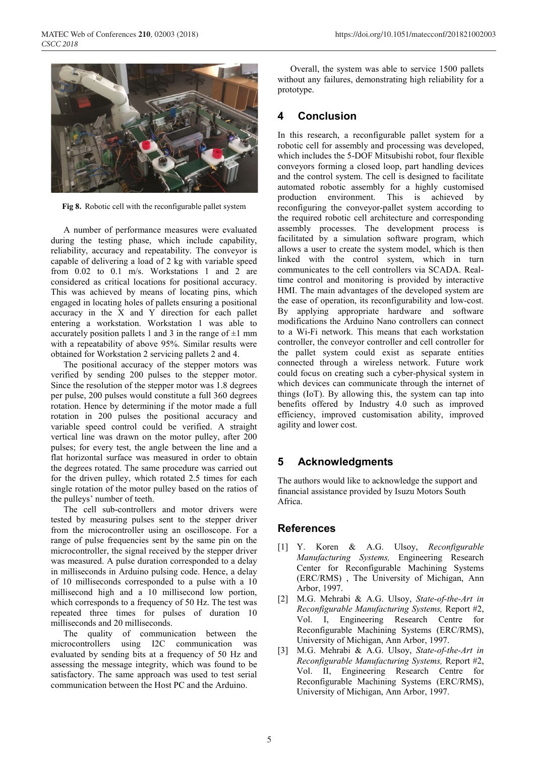Fig 8. Robotic cell with the reconfigurable pallet system

A number of performance measures were evaluated during the testing phase, which include capability, reliability, accuracy and repeatability. The conveyor is capable of delivering a load of 2 kg with variable speed from 0.02 to 0.1 m/s. Workstations 1 and 2 are considered as critical locations for positional accuracy. This was achieved by means of locating pins, which engaged in locating holes of pallets ensuring a positional accuracy in the X and Y direction for each pallet entering a workstation. Workstation 1 was able to accurately position pallets 1 and 3 in the range of ±1 mm with a repeatability of above 95%. Similar results were obtained for Workstation 2 servicing pallets 2 and 4.

The positional accuracy of the stepper motors was verified by sending 200 pulses to the stepper motor. Since the resolution of the stepper motor was 1.8 degrees per pulse, 200 pulses would constitute a full 360 degrees rotation. Hence by determining if the motor made a full rotation in 200 pulses the positional accuracy and variable speed control could be verified. A straight vertical line was drawn on the motor pulley, after 200 pulses; for every test, the angle between the line and a flat horizontal surface was measured in order to obtain the degrees rotated. The same procedure was carried out for the driven pulley, which rotated 2.5 times for each single rotation of the motor pulley based on the ratios of the pulleys' number of teeth.

The cell sub-controllers and motor drivers were tested by measuring pulses sent to the stepper driver from the microcontroller using an oscilloscope. For a range of pulse frequencies sent by the same pin on the microcontroller, the signal received by the stepper driver was measured. A pulse duration corresponded to a delay in milliseconds in Arduino pulsing code. Hence, a delay of 10 milliseconds corresponded to a pulse with a 10 millisecond high and a 10 millisecond low portion, which corresponds to a frequency of 50 Hz. The test was repeated three times for pulses of duration 10 milliseconds and 20 milliseconds.

The quality of communication between the microcontrollers using I2C communication was evaluated by sending bits at a frequency of 50 Hz and assessing the message integrity, which was found to be satisfactory. The same approach was used to test serial communication between the Host PC and the Arduino.

Overall, the system was able to service 1500 pallets without any failures, demonstrating high reliability for a prototype.

## 4 Conclusion

In this research, a reconfigurable pallet system for a robotic cell for assembly and processing was developed, which includes the 5-DOF Mitsubishi robot, four flexible conveyors forming a closed loop, part handling devices and the control system. The cell is designed to facilitate automated robotic assembly for a highly customised production environment. This is achieved by reconfiguring the conveyor-pallet system according to the required robotic cell architecture and corresponding assembly processes. The development process is facilitated by a simulation software program, which allows a user to create the system model, which is then linked with the control system, which in turn communicates to the cell controllers via SCADA. Real-time control and monitoring is provided by interactive HMI. The main advantages of the developed system are the ease of operation, its reconfigurability and low-cost. By applying appropriate hardware and software modifications the Arduino Nano controllers can connect to a Wi-Fi network. This means that each workstation controller, the conveyor controller and cell controller for the pallet system could exist as separate entities connected through a wireless network. Future work could focus on creating such a cyber-physical system in which devices can communicate through the internet of things (IoT). By allowing this, the system can tap into benefits offered by Industry 4.0 such as improved efficiency, improved customisation ability, improved agility and lower cost.

## 5 Acknowledgments

The authors would like to acknowledge the support and financial assistance provided by Isuzu Motors South Africa.

## References

[1] Y. Koren & A.G. Ulsoy, *Reconfigurable Manufacturing Systems,* Engineering Research Center for Reconfigurable Machining Systems (ERC/RMS) , The University of Michigan, Ann Arbor, 1997.

[2] M.G. Mehrabi & A.G. Ulsoy, *State-of-the-Art in Reconfigurable Manufacturing Systems,* Report #2, Vol. I, Engineering Research Centre for Reconfigurable Machining Systems (ERC/RMS), University of Michigan, Ann Arbor, 1997.

[3] M.G. Mehrabi & A.G. Ulsoy, *State-of-the-Art in Reconfigurable Manufacturing Systems,* Report #2, Vol. II, Engineering Research Centre for Reconfigurable Machining Systems (ERC/RMS), University of Michigan, Ann Arbor, 1997.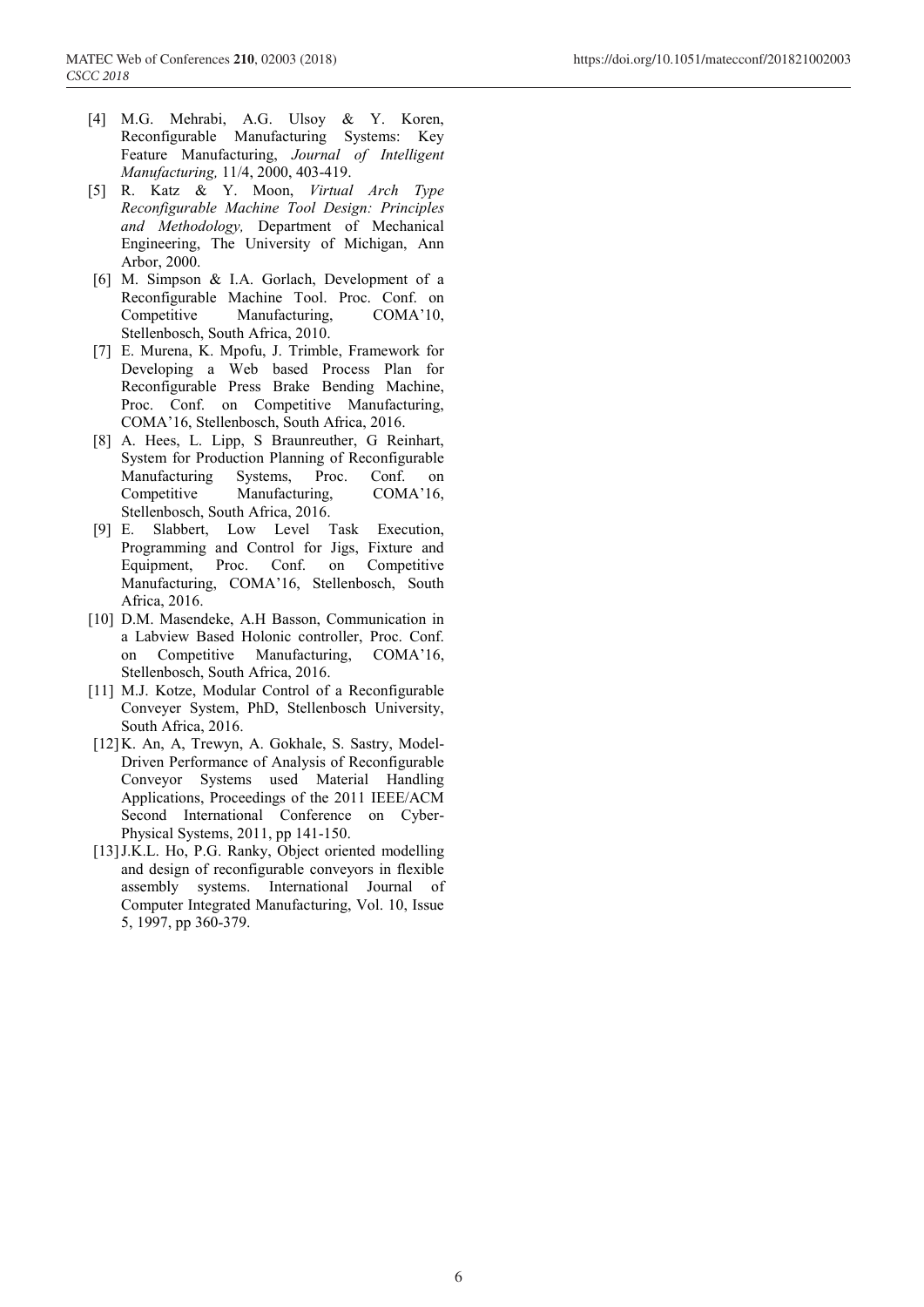[4] M.G. Mehrabi, A.G. Ulsoy & Y. Koren, Reconfigurable Manufacturing Systems: Key Feature Manufacturing, *Journal of Intelligent Manufacturing,* 11/4, 2000, 403-419.

[5] R. Katz & Y. Moon, *Virtual Arch Type Reconfigurable Machine Tool Design: Principles and Methodology,* Department of Mechanical Engineering, The University of Michigan, Ann Arbor, 2000.

[6] M. Simpson & I.A. Gorlach, Development of a Reconfigurable Machine Tool. Proc. Conf. on Competitive Manufacturing, COMA'10, Stellenbosch, South Africa, 2010.

[7] E. Murena, K. Mpofu, J. Trimble, Framework for Developing a Web based Process Plan for Reconfigurable Press Brake Bending Machine, Proc. Conf. on Competitive Manufacturing, COMA'16, Stellenbosch, South Africa, 2016.

[8] A. Hees, L. Lipp, S Braunreuther, G Reinhart, System for Production Planning of Reconfigurable Manufacturing Systems, Proc. Conf. on Competitive Manufacturing, COMA'16, Stellenbosch, South Africa, 2016.

[9] E. Slabbert, Low Level Task Execution, Programming and Control for Jigs, Fixture and Equipment, Proc. Conf. on Competitive Manufacturing, COMA'16, Stellenbosch, South Africa, 2016.

[10] D.M. Masendeke, A.H Basson, Communication in a Labview Based Holonic controller, Proc. Conf. on Competitive Manufacturing, COMA'16, Stellenbosch, South Africa, 2016.

[11] M.J. Kotze, Modular Control of a Reconfigurable Conveyer System, PhD, Stellenbosch University, South Africa, 2016.

[12] K. An, A, Trewyn, A. Gokhale, S. Sastry, Model-Driven Performance of Analysis of Reconfigurable Conveyor Systems used Material Handling Applications, Proceedings of the 2011 IEEE/ACM Second International Conference on Cyber-Physical Systems, 2011, pp 141-150.

[13] J.K.L. Ho, P.G. Ranky, Object oriented modelling and design of reconfigurable conveyors in flexible assembly systems. International Journal of Computer Integrated Manufacturing, Vol. 10, Issue 5, 1997, pp 360-379.